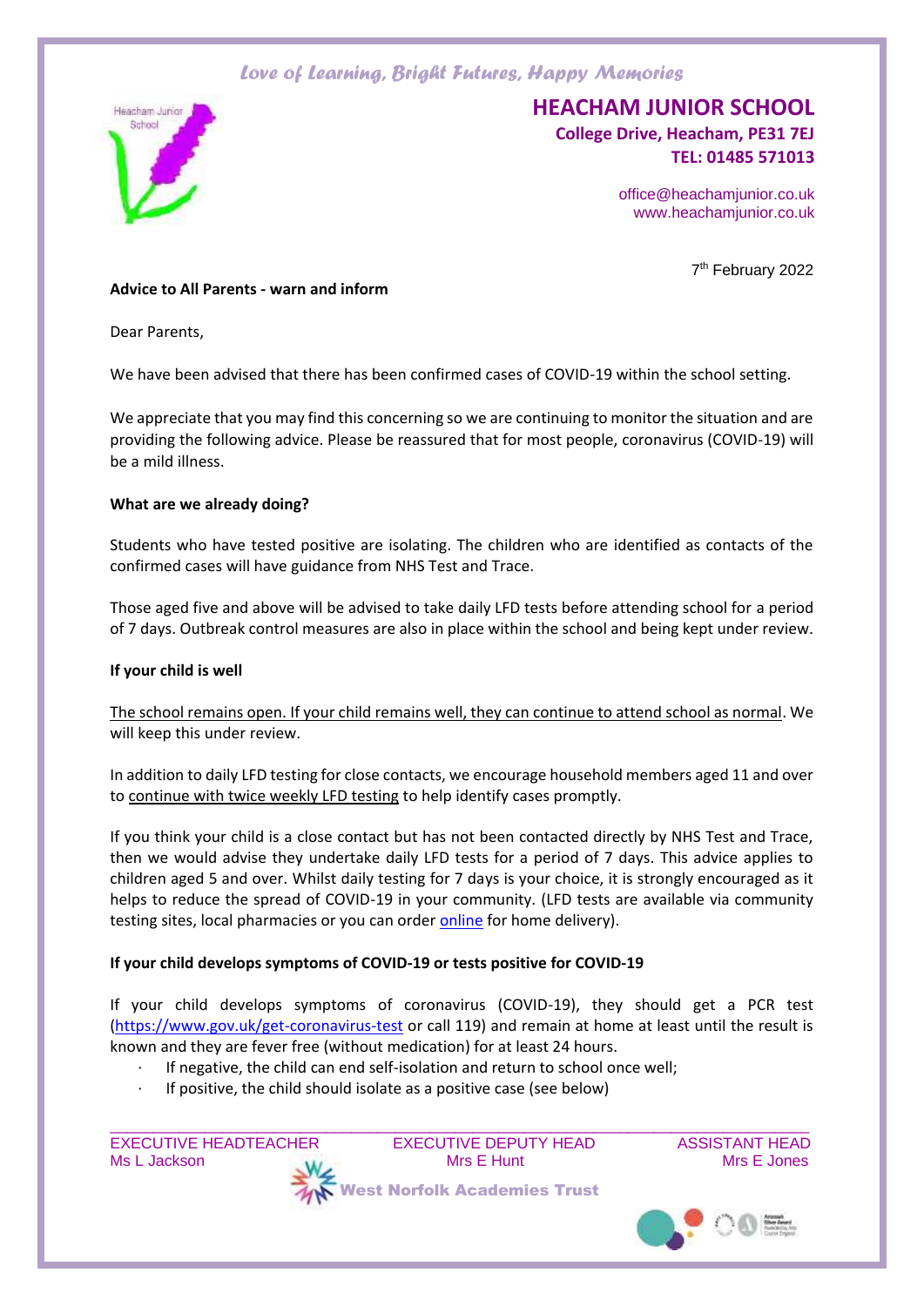*Love of Learning, Bright Futures, Happy Memories*

# HEACHAM JUNIOR SCHOOL

**College Drive, Heacham, PE31 7EJ**
**TEL: 01485 571013**

office@heachamjunior.co.uk
www.heachamjunior.co.uk

7th February 2022

**Advice to All Parents - warn and inform**

Dear Parents,

We have been advised that there has been confirmed cases of COVID-19 within the school setting.

We appreciate that you may find this concerning so we are continuing to monitor the situation and are providing the following advice. Please be reassured that for most people, coronavirus (COVID-19) will be a mild illness.

**What are we already doing?**

Students who have tested positive are isolating. The children who are identified as contacts of the confirmed cases will have guidance from NHS Test and Trace.

Those aged five and above will be advised to take daily LFD tests before attending school for a period of 7 days. Outbreak control measures are also in place within the school and being kept under review.

**If your child is well**

The school remains open. If your child remains well, they can continue to attend school as normal. We will keep this under review.

In addition to daily LFD testing for close contacts, we encourage household members aged 11 and over to continue with twice weekly LFD testing to help identify cases promptly.

If you think your child is a close contact but has not been contacted directly by NHS Test and Trace, then we would advise they undertake daily LFD tests for a period of 7 days. This advice applies to children aged 5 and over. Whilst daily testing for 7 days is your choice, it is strongly encouraged as it helps to reduce the spread of COVID-19 in your community. (LFD tests are available via community testing sites, local pharmacies or you can order online for home delivery).

**If your child develops symptoms of COVID-19 or tests positive for COVID-19**

If your child develops symptoms of coronavirus (COVID-19), they should get a PCR test (https://www.gov.uk/get-coronavirus-test or call 119) and remain at home at least until the result is known and they are fever free (without medication) for at least 24 hours.

- If negative, the child can end self-isolation and return to school once well;
- If positive, the child should isolate as a positive case (see below)

EXECUTIVE HEADTEACHER — Ms L Jackson
EXECUTIVE DEPUTY HEAD — Mrs E Hunt
ASSISTANT HEAD — Mrs E Jones

West Norfolk Academies Trust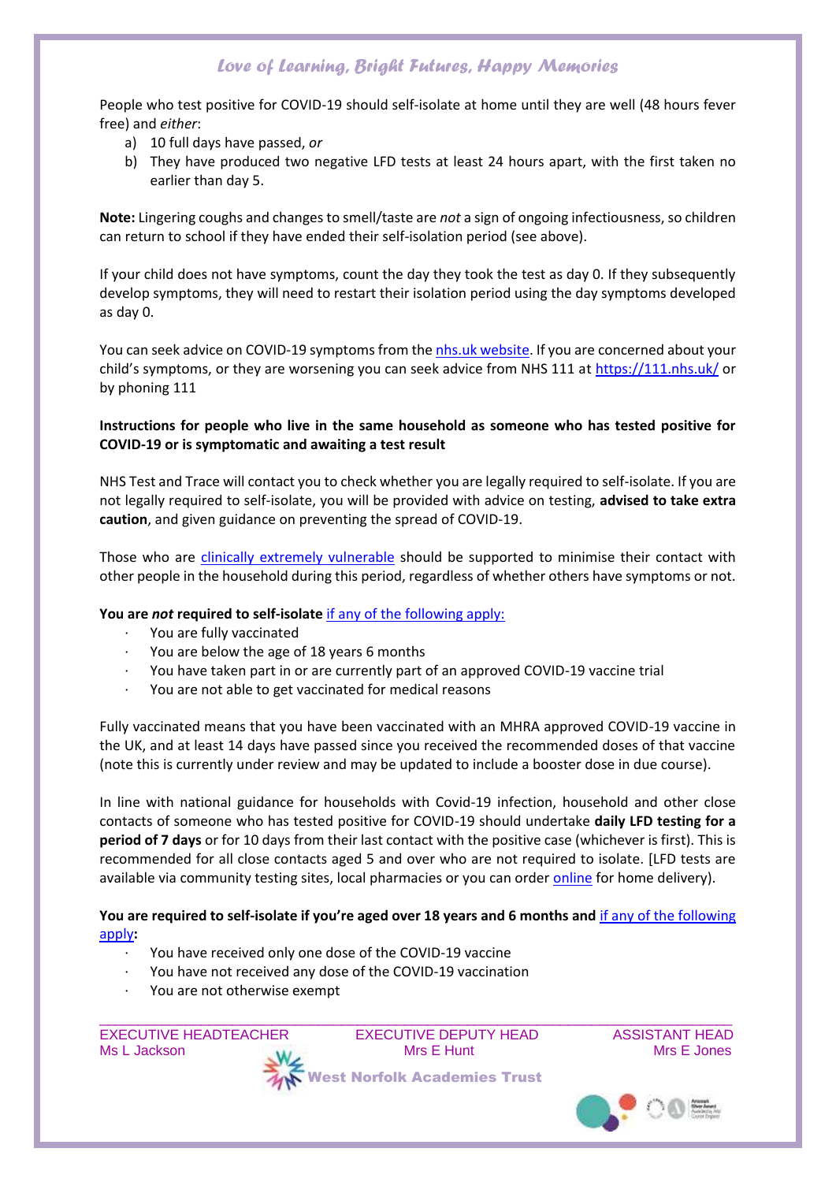People who test positive for COVID-19 should self-isolate at home until they are well (48 hours fever free) and *either*:

a) 10 full days have passed, *or*
b) They have produced two negative LFD tests at least 24 hours apart, with the first taken no earlier than day 5.

**Note:** Lingering coughs and changes to smell/taste are *not* a sign of ongoing infectiousness, so children can return to school if they have ended their self-isolation period (see above).

If your child does not have symptoms, count the day they took the test as day 0. If they subsequently develop symptoms, they will need to restart their isolation period using the day symptoms developed as day 0.

You can seek advice on COVID-19 symptoms from the nhs.uk website. If you are concerned about your child's symptoms, or they are worsening you can seek advice from NHS 111 at https://111.nhs.uk/ or by phoning 111

**Instructions for people who live in the same household as someone who has tested positive for COVID-19 or is symptomatic and awaiting a test result**

NHS Test and Trace will contact you to check whether you are legally required to self-isolate. If you are not legally required to self-isolate, you will be provided with advice on testing, **advised to take extra caution**, and given guidance on preventing the spread of COVID-19.

Those who are clinically extremely vulnerable should be supported to minimise their contact with other people in the household during this period, regardless of whether others have symptoms or not.

**You are *not* required to self-isolate** if any of the following apply:

- You are fully vaccinated
- You are below the age of 18 years 6 months
- You have taken part in or are currently part of an approved COVID-19 vaccine trial
- You are not able to get vaccinated for medical reasons

Fully vaccinated means that you have been vaccinated with an MHRA approved COVID-19 vaccine in the UK, and at least 14 days have passed since you received the recommended doses of that vaccine (note this is currently under review and may be updated to include a booster dose in due course).

In line with national guidance for households with Covid-19 infection, household and other close contacts of someone who has tested positive for COVID-19 should undertake **daily LFD testing for a period of 7 days** or for 10 days from their last contact with the positive case (whichever is first). This is recommended for all close contacts aged 5 and over who are not required to isolate. [LFD tests are available via community testing sites, local pharmacies or you can order online for home delivery).

**You are required to self-isolate if you're aged over 18 years and 6 months and** if any of the following apply**:**

- You have received only one dose of the COVID-19 vaccine
- You have not received any dose of the COVID-19 vaccination
- You are not otherwise exempt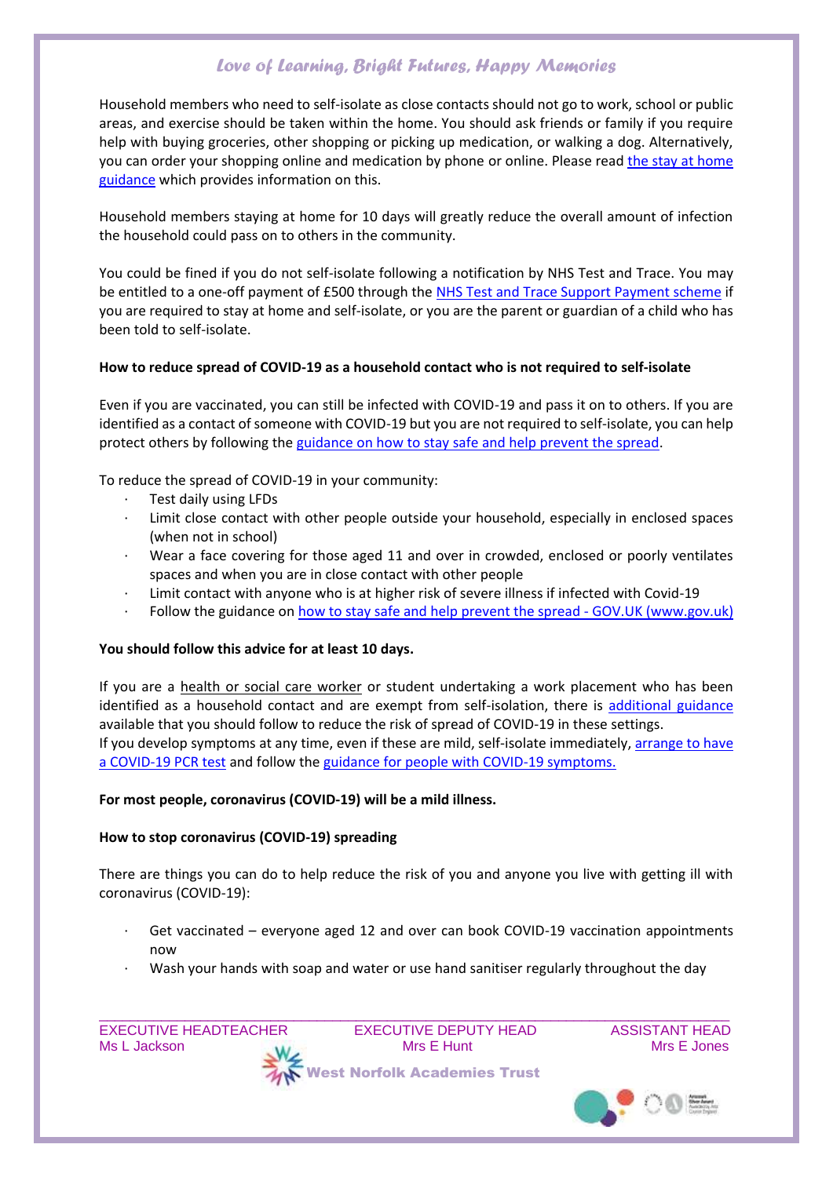Household members who need to self-isolate as close contacts should not go to work, school or public areas, and exercise should be taken within the home. You should ask friends or family if you require help with buying groceries, other shopping or picking up medication, or walking a dog. Alternatively, you can order your shopping online and medication by phone or online. Please read the stay at home guidance which provides information on this.

Household members staying at home for 10 days will greatly reduce the overall amount of infection the household could pass on to others in the community.

You could be fined if you do not self-isolate following a notification by NHS Test and Trace. You may be entitled to a one-off payment of £500 through the NHS Test and Trace Support Payment scheme if you are required to stay at home and self-isolate, or you are the parent or guardian of a child who has been told to self-isolate.

**How to reduce spread of COVID-19 as a household contact who is not required to self-isolate**

Even if you are vaccinated, you can still be infected with COVID-19 and pass it on to others. If you are identified as a contact of someone with COVID-19 but you are not required to self-isolate, you can help protect others by following the guidance on how to stay safe and help prevent the spread.

To reduce the spread of COVID-19 in your community:

- Test daily using LFDs
- Limit close contact with other people outside your household, especially in enclosed spaces (when not in school)
- Wear a face covering for those aged 11 and over in crowded, enclosed or poorly ventilates spaces and when you are in close contact with other people
- Limit contact with anyone who is at higher risk of severe illness if infected with Covid-19
- Follow the guidance on how to stay safe and help prevent the spread - GOV.UK (www.gov.uk)

**You should follow this advice for at least 10 days.**

If you are a health or social care worker or student undertaking a work placement who has been identified as a household contact and are exempt from self-isolation, there is additional guidance available that you should follow to reduce the risk of spread of COVID-19 in these settings.
If you develop symptoms at any time, even if these are mild, self-isolate immediately, arrange to have a COVID-19 PCR test and follow the guidance for people with COVID-19 symptoms.

**For most people, coronavirus (COVID-19) will be a mild illness.**

**How to stop coronavirus (COVID-19) spreading**

There are things you can do to help reduce the risk of you and anyone you live with getting ill with coronavirus (COVID-19):

- Get vaccinated – everyone aged 12 and over can book COVID-19 vaccination appointments now
- Wash your hands with soap and water or use hand sanitiser regularly throughout the day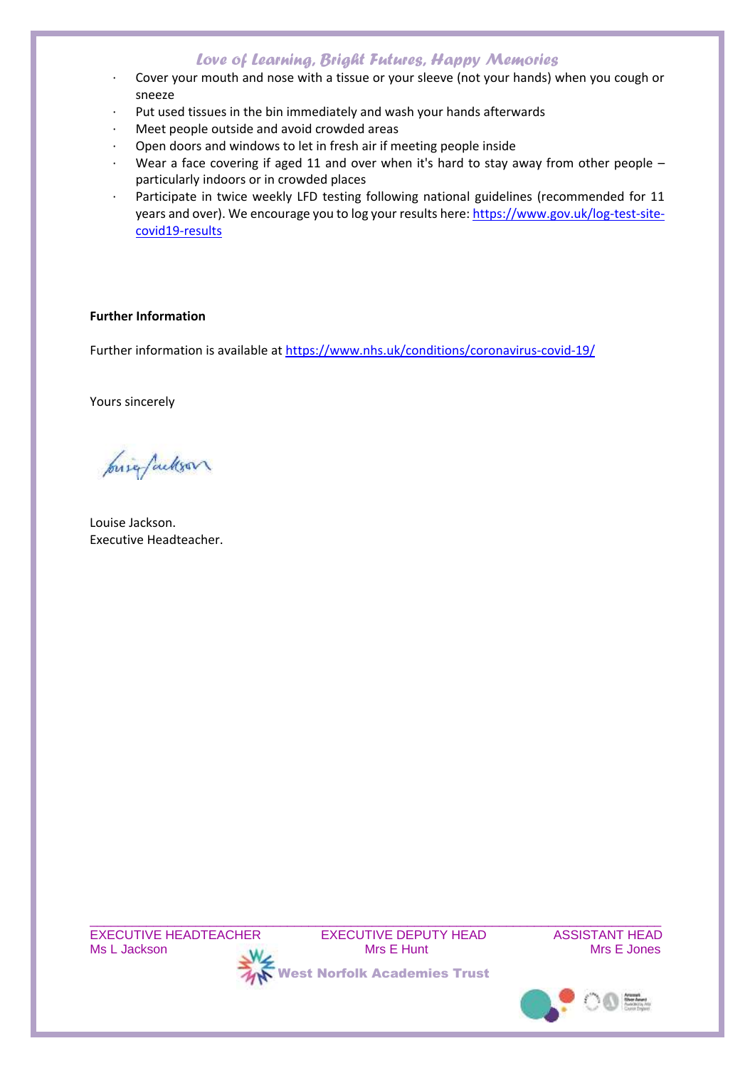- Cover your mouth and nose with a tissue or your sleeve (not your hands) when you cough or sneeze
- Put used tissues in the bin immediately and wash your hands afterwards
- Meet people outside and avoid crowded areas
- Open doors and windows to let in fresh air if meeting people inside
- Wear a face covering if aged 11 and over when it's hard to stay away from other people – particularly indoors or in crowded places
- Participate in twice weekly LFD testing following national guidelines (recommended for 11 years and over). We encourage you to log your results here: https://www.gov.uk/log-test-site-covid19-results

**Further Information**

Further information is available at https://www.nhs.uk/conditions/coronavirus-covid-19/

Yours sincerely

Louise Jackson.
Executive Headteacher.